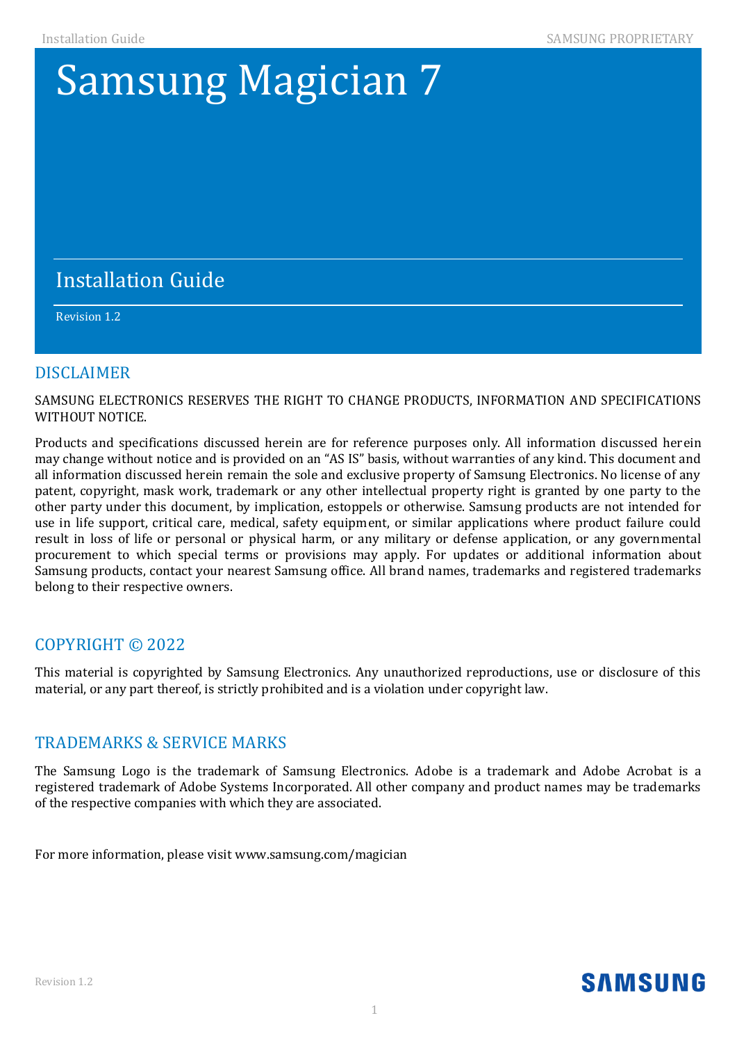# Samsung Magician 7

## Installation Guide

Revision 1.2

## DISCLAIMER

SAMSUNG ELECTRONICS RESERVES THE RIGHT TO CHANGE PRODUCTS, INFORMATION AND SPECIFICATIONS WITHOUT NOTICE.

Products and specifications discussed herein are for reference purposes only. All information discussed herein may change without notice and is provided on an "AS IS" basis, without warranties of any kind. This document and all information discussed herein remain the sole and exclusive property of Samsung Electronics. No license of any patent, copyright, mask work, trademark or any other intellectual property right is granted by one party to the other party under this document, by implication, estoppels or otherwise. Samsung products are not intended for use in life support, critical care, medical, safety equipment, or similar applications where product failure could result in loss of life or personal or physical harm, or any military or defense application, or any governmental procurement to which special terms or provisions may apply. For updates or additional information about Samsung products, contact your nearest Samsung office. All brand names, trademarks and registered trademarks belong to their respective owners.

## COPYRIGHT © 2022

This material is copyrighted by Samsung Electronics. Any unauthorized reproductions, use or disclosure of this material, or any part thereof, is strictly prohibited and is a violation under copyright law.

## TRADEMARKS & SERVICE MARKS

The Samsung Logo is the trademark of Samsung Electronics. Adobe is a trademark and Adobe Acrobat is a registered trademark of Adobe Systems Incorporated. All other company and product names may be trademarks of the respective companies with which they are associated.

For more information, please visit www.samsung.com/magician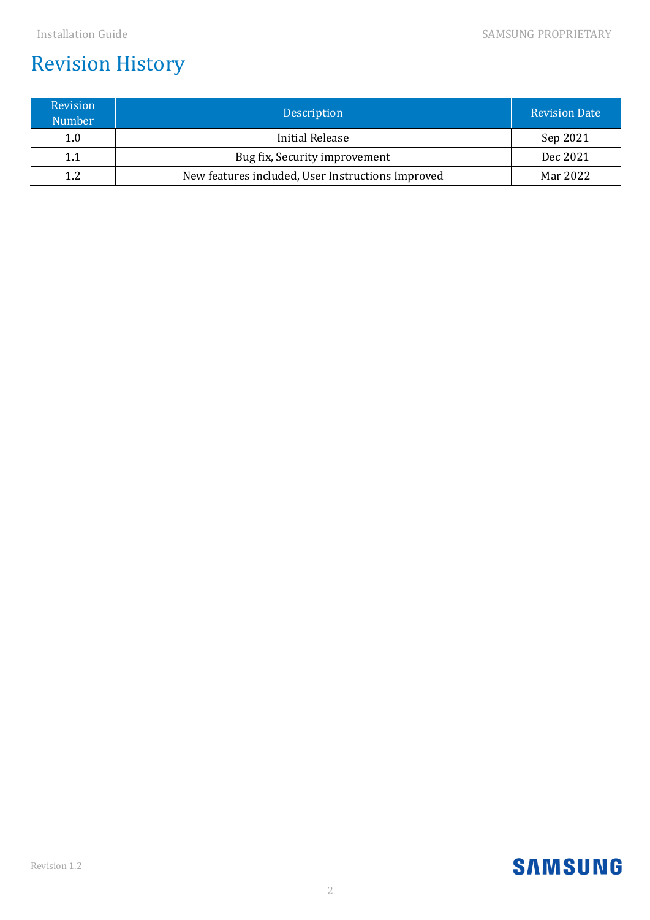# Revision History

| Revision Number | Description | Revision Date |
|---|---|---|
| 1.0 | Initial Release | Sep 2021 |
| 1.1 | Bug fix, Security improvement | Dec 2021 |
| 1.2 | New features included, User Instructions Improved | Mar 2022 |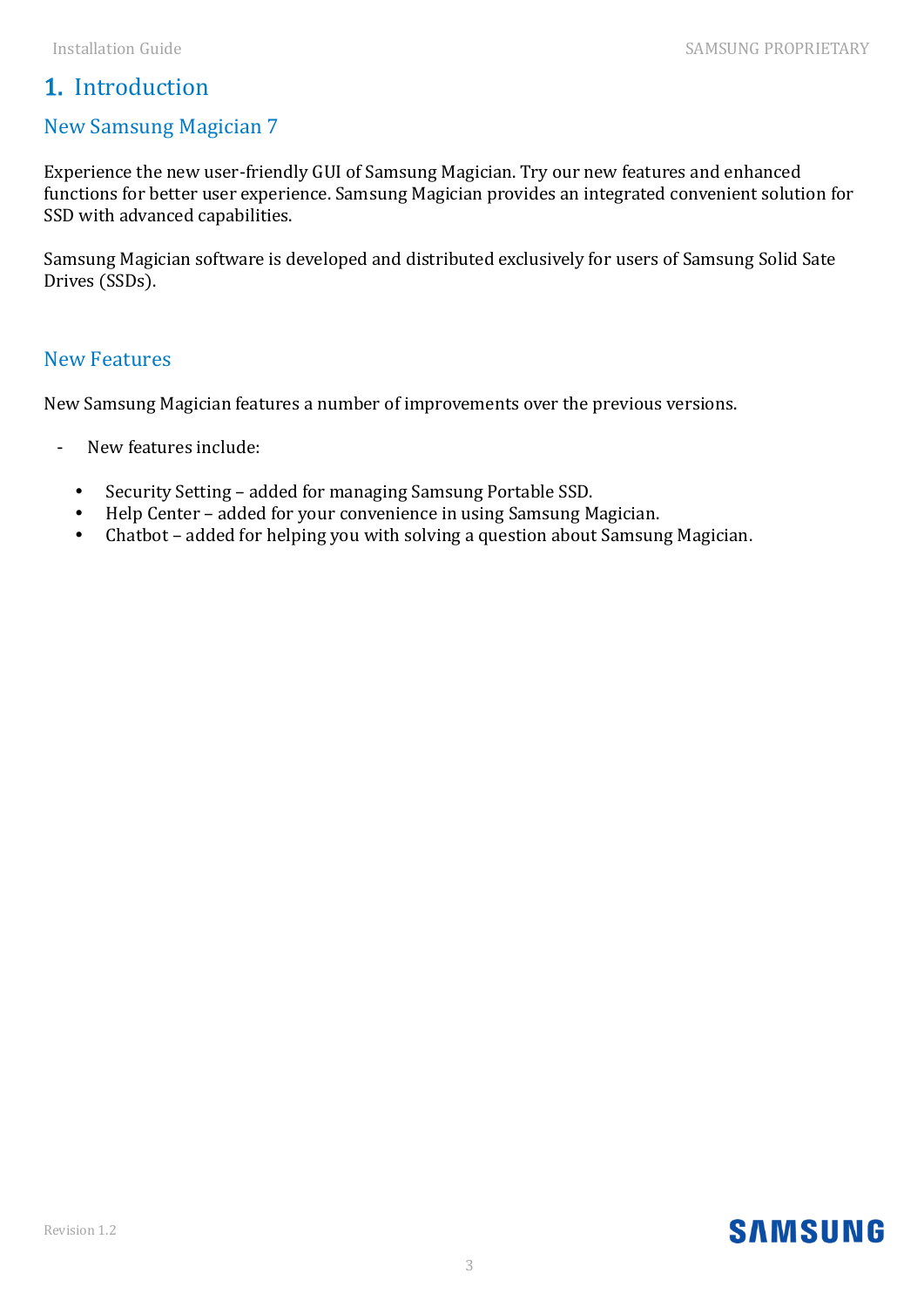# 1. Introduction

## New Samsung Magician 7

Experience the new user-friendly GUI of Samsung Magician. Try our new features and enhanced functions for better user experience. Samsung Magician provides an integrated convenient solution for SSD with advanced capabilities.

Samsung Magician software is developed and distributed exclusively for users of Samsung Solid Sate Drives (SSDs).

## New Features

New Samsung Magician features a number of improvements over the previous versions.

- New features include:
  - Security Setting – added for managing Samsung Portable SSD.
  - Help Center – added for your convenience in using Samsung Magician.
  - Chatbot – added for helping you with solving a question about Samsung Magician.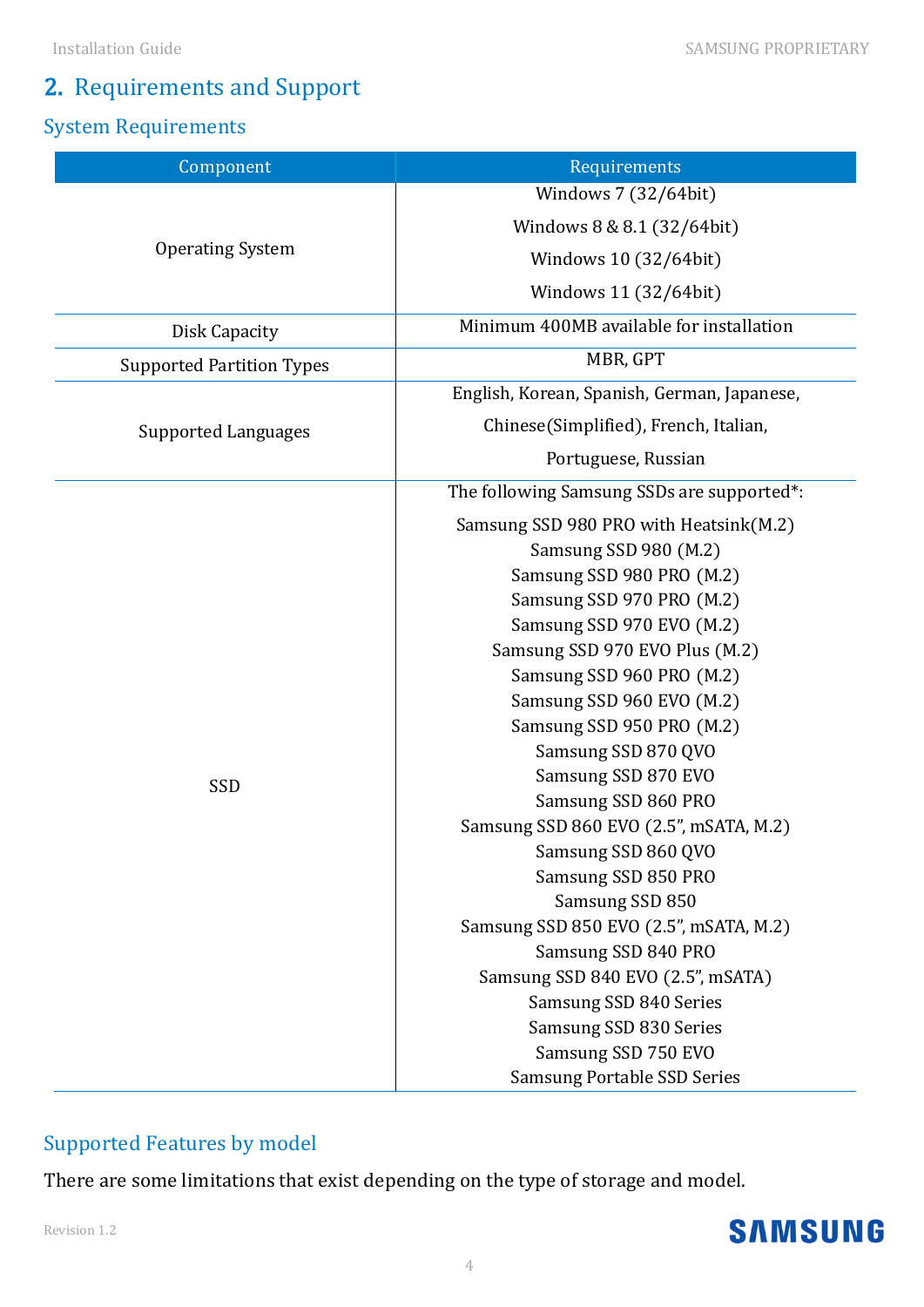## 2. Requirements and Support

### System Requirements

| Component | Requirements |
|---|---|
| Operating System | Windows 7 (32/64bit)<br>Windows 8 & 8.1 (32/64bit)<br>Windows 10 (32/64bit)<br>Windows 11 (32/64bit) |
| Disk Capacity | Minimum 400MB available for installation |
| Supported Partition Types | MBR, GPT |
| Supported Languages | English, Korean, Spanish, German, Japanese, Chinese(Simplified), French, Italian, Portuguese, Russian |
| SSD | The following Samsung SSDs are supported*:<br>Samsung SSD 980 PRO with Heatsink(M.2)<br>Samsung SSD 980 (M.2)<br>Samsung SSD 980 PRO (M.2)<br>Samsung SSD 970 PRO (M.2)<br>Samsung SSD 970 EVO (M.2)<br>Samsung SSD 970 EVO Plus (M.2)<br>Samsung SSD 960 PRO (M.2)<br>Samsung SSD 960 EVO (M.2)<br>Samsung SSD 950 PRO (M.2)<br>Samsung SSD 870 QVO<br>Samsung SSD 870 EVO<br>Samsung SSD 860 PRO<br>Samsung SSD 860 EVO (2.5", mSATA, M.2)<br>Samsung SSD 860 QVO<br>Samsung SSD 850 PRO<br>Samsung SSD 850<br>Samsung SSD 850 EVO (2.5", mSATA, M.2)<br>Samsung SSD 840 PRO<br>Samsung SSD 840 EVO (2.5", mSATA)<br>Samsung SSD 840 Series<br>Samsung SSD 830 Series<br>Samsung SSD 750 EVO<br>Samsung Portable SSD Series |

### Supported Features by model

There are some limitations that exist depending on the type of storage and model.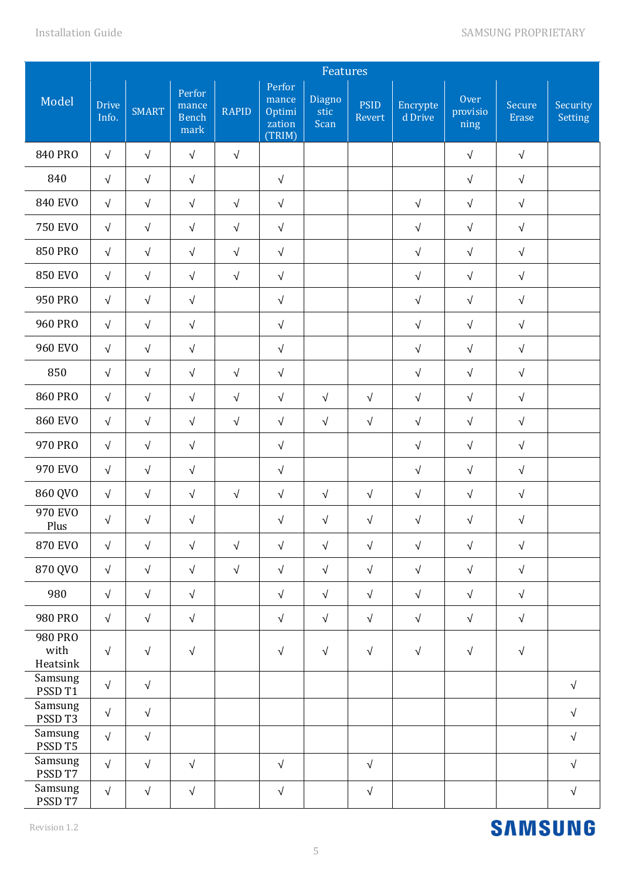| Model | Features | | | | | | | | | | |
|---|---|---|---|---|---|---|---|---|---|---|---|
| | Drive Info. | SMART | Performance Benchmark | RAPID | Performance Optimization (TRIM) | Diagnostic Scan | PSID Revert | Encrypted Drive | Over provisioning | Secure Erase | Security Setting |
| 840 PRO | √ | √ | √ | √ | | | | | √ | √ | |
| 840 | √ | √ | √ | | √ | | | | √ | √ | |
| 840 EVO | √ | √ | √ | √ | √ | | | √ | √ | √ | |
| 750 EVO | √ | √ | √ | √ | √ | | | √ | √ | √ | |
| 850 PRO | √ | √ | √ | √ | √ | | | √ | √ | √ | |
| 850 EVO | √ | √ | √ | √ | √ | | | √ | √ | √ | |
| 950 PRO | √ | √ | √ | | √ | | | √ | √ | √ | |
| 960 PRO | √ | √ | √ | | √ | | | √ | √ | √ | |
| 960 EVO | √ | √ | √ | | √ | | | √ | √ | √ | |
| 850 | √ | √ | √ | √ | √ | | | √ | √ | √ | |
| 860 PRO | √ | √ | √ | √ | √ | √ | √ | √ | √ | √ | |
| 860 EVO | √ | √ | √ | √ | √ | √ | √ | √ | √ | √ | |
| 970 PRO | √ | √ | √ | | √ | | | √ | √ | √ | |
| 970 EVO | √ | √ | √ | | √ | | | √ | √ | √ | |
| 860 QVO | √ | √ | √ | √ | √ | √ | √ | √ | √ | √ | |
| 970 EVO Plus | √ | √ | √ | | √ | √ | √ | √ | √ | √ | |
| 870 EVO | √ | √ | √ | √ | √ | √ | √ | √ | √ | √ | |
| 870 QVO | √ | √ | √ | √ | √ | √ | √ | √ | √ | √ | |
| 980 | √ | √ | √ | | √ | √ | √ | √ | √ | √ | |
| 980 PRO | √ | √ | √ | | √ | √ | √ | √ | √ | √ | |
| 980 PRO with Heatsink | √ | √ | √ | | √ | √ | √ | √ | √ | √ | |
| Samsung PSSD T1 | √ | √ | | | | | | | | | √ |
| Samsung PSSD T3 | √ | √ | | | | | | | | | √ |
| Samsung PSSD T5 | √ | √ | | | | | | | | | √ |
| Samsung PSSD T7 | √ | √ | √ | | √ | | √ | | | | √ |
| Samsung PSSD T7 | √ | √ | √ | | √ | | √ | | | | √ |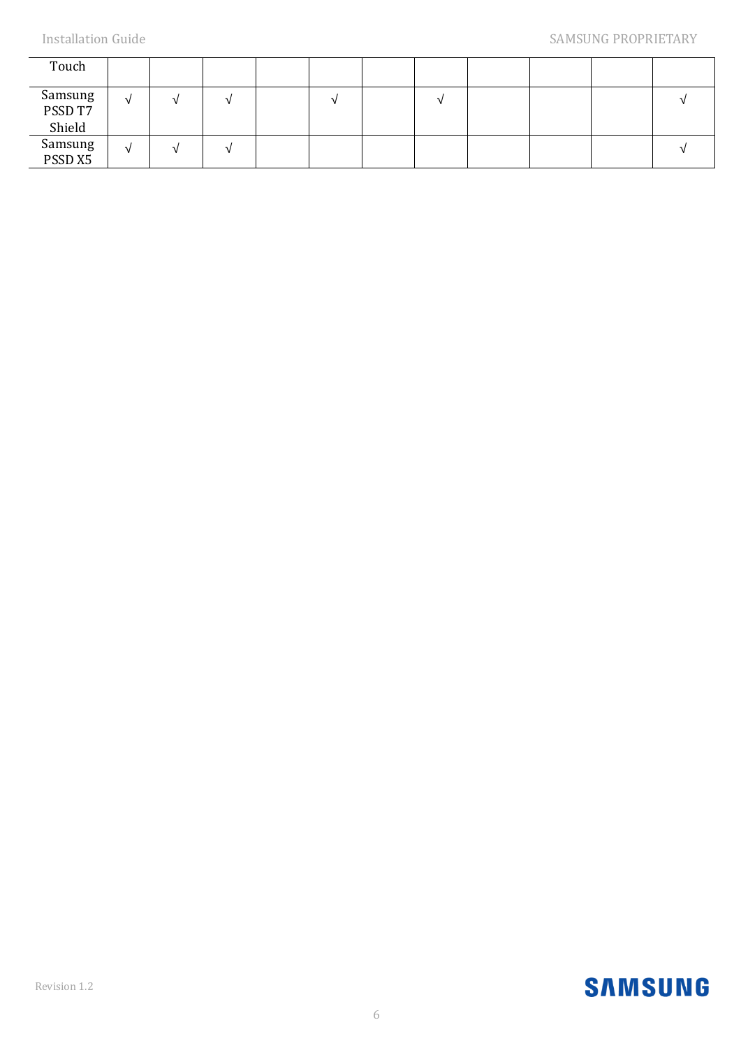| | | | | | | | | | | | |
|---|---|---|---|---|---|---|---|---|---|---|---|
| Touch | | | | | | | | | | | |
| Samsung PSSD T7 Shield | √ | √ | √ | | √ | | √ | | | | √ |
| Samsung PSSD X5 | √ | √ | √ | | | | | | | | √ |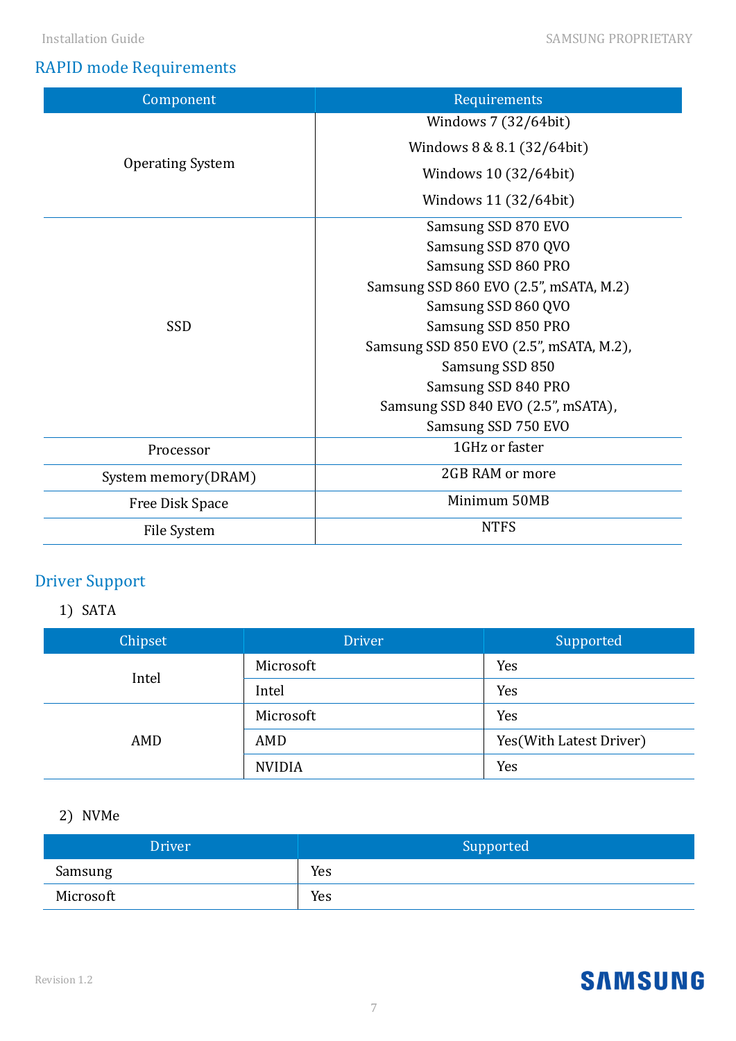## RAPID mode Requirements

| Component | Requirements |
|---|---|
| Operating System | Windows 7 (32/64bit)<br>Windows 8 & 8.1 (32/64bit)<br>Windows 10 (32/64bit)<br>Windows 11 (32/64bit) |
| SSD | Samsung SSD 870 EVO<br>Samsung SSD 870 QVO<br>Samsung SSD 860 PRO<br>Samsung SSD 860 EVO (2.5”, mSATA, M.2)<br>Samsung SSD 860 QVO<br>Samsung SSD 850 PRO<br>Samsung SSD 850 EVO (2.5”, mSATA, M.2),<br>Samsung SSD 850<br>Samsung SSD 840 PRO<br>Samsung SSD 840 EVO (2.5”, mSATA),<br>Samsung SSD 750 EVO |
| Processor | 1GHz or faster |
| System memory(DRAM) | 2GB RAM or more |
| Free Disk Space | Minimum 50MB |
| File System | NTFS |

## Driver Support

1) SATA

| Chipset | Driver | Supported |
|---|---|---|
| Intel | Microsoft | Yes |
| | Intel | Yes |
| AMD | Microsoft | Yes |
| | AMD | Yes(With Latest Driver) |
| | NVIDIA | Yes |

2) NVMe

| Driver | Supported |
|---|---|
| Samsung | Yes |
| Microsoft | Yes |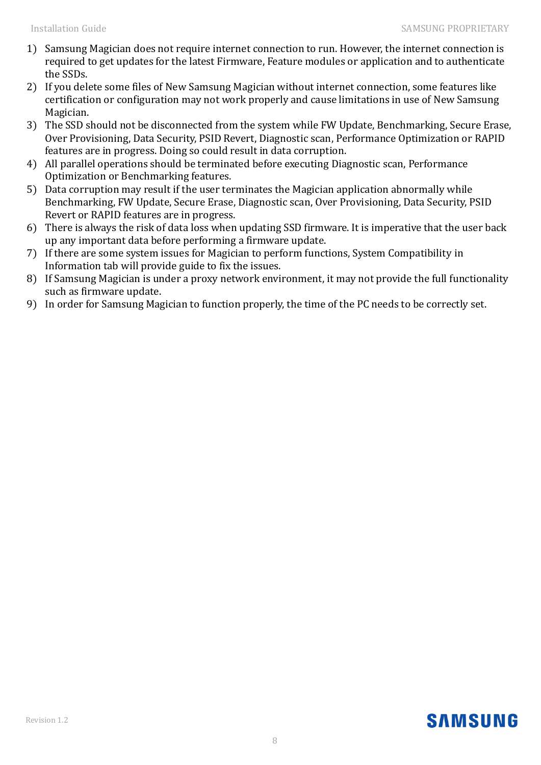1) Samsung Magician does not require internet connection to run. However, the internet connection is required to get updates for the latest Firmware, Feature modules or application and to authenticate the SSDs.
2) If you delete some files of New Samsung Magician without internet connection, some features like certification or configuration may not work properly and cause limitations in use of New Samsung Magician.
3) The SSD should not be disconnected from the system while FW Update, Benchmarking, Secure Erase, Over Provisioning, Data Security, PSID Revert, Diagnostic scan, Performance Optimization or RAPID features are in progress. Doing so could result in data corruption.
4) All parallel operations should be terminated before executing Diagnostic scan, Performance Optimization or Benchmarking features.
5) Data corruption may result if the user terminates the Magician application abnormally while Benchmarking, FW Update, Secure Erase, Diagnostic scan, Over Provisioning, Data Security, PSID Revert or RAPID features are in progress.
6) There is always the risk of data loss when updating SSD firmware. It is imperative that the user back up any important data before performing a firmware update.
7) If there are some system issues for Magician to perform functions, System Compatibility in Information tab will provide guide to fix the issues.
8) If Samsung Magician is under a proxy network environment, it may not provide the full functionality such as firmware update.
9) In order for Samsung Magician to function properly, the time of the PC needs to be correctly set.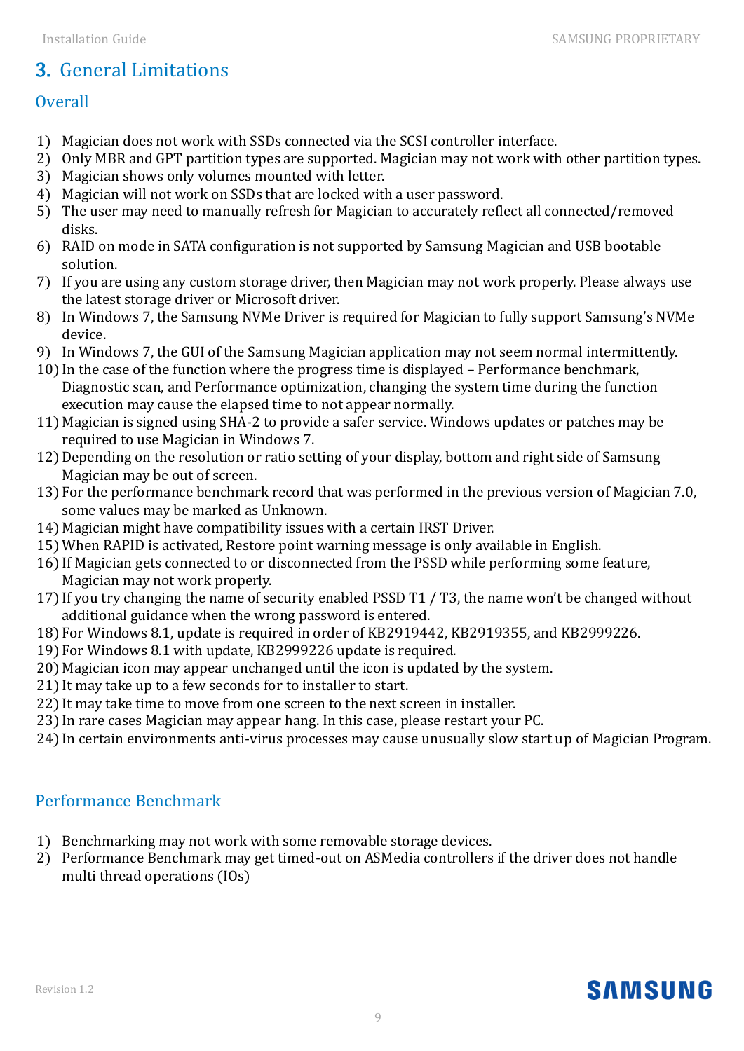# 3. General Limitations

## Overall

1) Magician does not work with SSDs connected via the SCSI controller interface.
2) Only MBR and GPT partition types are supported. Magician may not work with other partition types.
3) Magician shows only volumes mounted with letter.
4) Magician will not work on SSDs that are locked with a user password.
5) The user may need to manually refresh for Magician to accurately reflect all connected/removed disks.
6) RAID on mode in SATA configuration is not supported by Samsung Magician and USB bootable solution.
7) If you are using any custom storage driver, then Magician may not work properly. Please always use the latest storage driver or Microsoft driver.
8) In Windows 7, the Samsung NVMe Driver is required for Magician to fully support Samsung's NVMe device.
9) In Windows 7, the GUI of the Samsung Magician application may not seem normal intermittently.
10) In the case of the function where the progress time is displayed – Performance benchmark, Diagnostic scan, and Performance optimization, changing the system time during the function execution may cause the elapsed time to not appear normally.
11) Magician is signed using SHA-2 to provide a safer service. Windows updates or patches may be required to use Magician in Windows 7.
12) Depending on the resolution or ratio setting of your display, bottom and right side of Samsung Magician may be out of screen.
13) For the performance benchmark record that was performed in the previous version of Magician 7.0, some values may be marked as Unknown.
14) Magician might have compatibility issues with a certain IRST Driver.
15) When RAPID is activated, Restore point warning message is only available in English.
16) If Magician gets connected to or disconnected from the PSSD while performing some feature, Magician may not work properly.
17) If you try changing the name of security enabled PSSD T1 / T3, the name won't be changed without additional guidance when the wrong password is entered.
18) For Windows 8.1, update is required in order of KB2919442, KB2919355, and KB2999226.
19) For Windows 8.1 with update, KB2999226 update is required.
20) Magician icon may appear unchanged until the icon is updated by the system.
21) It may take up to a few seconds for to installer to start.
22) It may take time to move from one screen to the next screen in installer.
23) In rare cases Magician may appear hang. In this case, please restart your PC.
24) In certain environments anti-virus processes may cause unusually slow start up of Magician Program.

## Performance Benchmark

1) Benchmarking may not work with some removable storage devices.
2) Performance Benchmark may get timed-out on ASMedia controllers if the driver does not handle multi thread operations (IOs)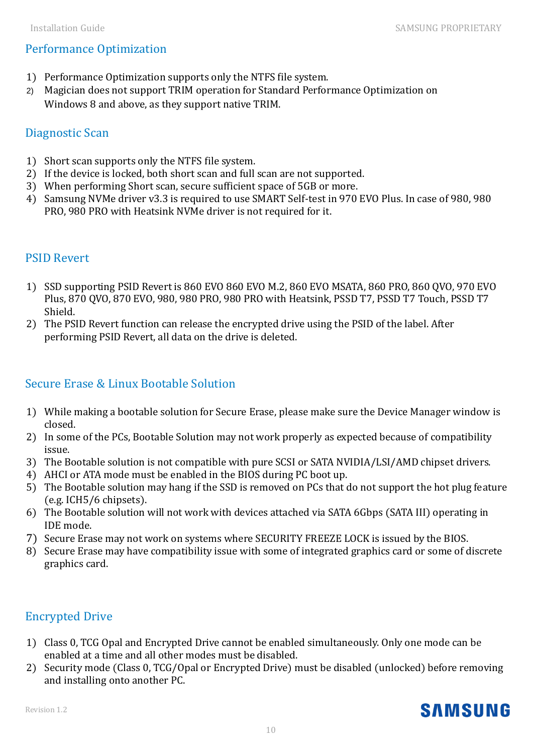## Performance Optimization

1) Performance Optimization supports only the NTFS file system.
2) Magician does not support TRIM operation for Standard Performance Optimization on Windows 8 and above, as they support native TRIM.

## Diagnostic Scan

1) Short scan supports only the NTFS file system.
2) If the device is locked, both short scan and full scan are not supported.
3) When performing Short scan, secure sufficient space of 5GB or more.
4) Samsung NVMe driver v3.3 is required to use SMART Self-test in 970 EVO Plus. In case of 980, 980 PRO, 980 PRO with Heatsink NVMe driver is not required for it.

## PSID Revert

1) SSD supporting PSID Revert is 860 EVO 860 EVO M.2, 860 EVO MSATA, 860 PRO, 860 QVO, 970 EVO Plus, 870 QVO, 870 EVO, 980, 980 PRO, 980 PRO with Heatsink, PSSD T7, PSSD T7 Touch, PSSD T7 Shield.
2) The PSID Revert function can release the encrypted drive using the PSID of the label. After performing PSID Revert, all data on the drive is deleted.

## Secure Erase & Linux Bootable Solution

1) While making a bootable solution for Secure Erase, please make sure the Device Manager window is closed.
2) In some of the PCs, Bootable Solution may not work properly as expected because of compatibility issue.
3) The Bootable solution is not compatible with pure SCSI or SATA NVIDIA/LSI/AMD chipset drivers.
4) AHCI or ATA mode must be enabled in the BIOS during PC boot up.
5) The Bootable solution may hang if the SSD is removed on PCs that do not support the hot plug feature (e.g. ICH5/6 chipsets).
6) The Bootable solution will not work with devices attached via SATA 6Gbps (SATA III) operating in IDE mode.
7) Secure Erase may not work on systems where SECURITY FREEZE LOCK is issued by the BIOS.
8) Secure Erase may have compatibility issue with some of integrated graphics card or some of discrete graphics card.

## Encrypted Drive

1) Class 0, TCG Opal and Encrypted Drive cannot be enabled simultaneously. Only one mode can be enabled at a time and all other modes must be disabled.
2) Security mode (Class 0, TCG/Opal or Encrypted Drive) must be disabled (unlocked) before removing and installing onto another PC.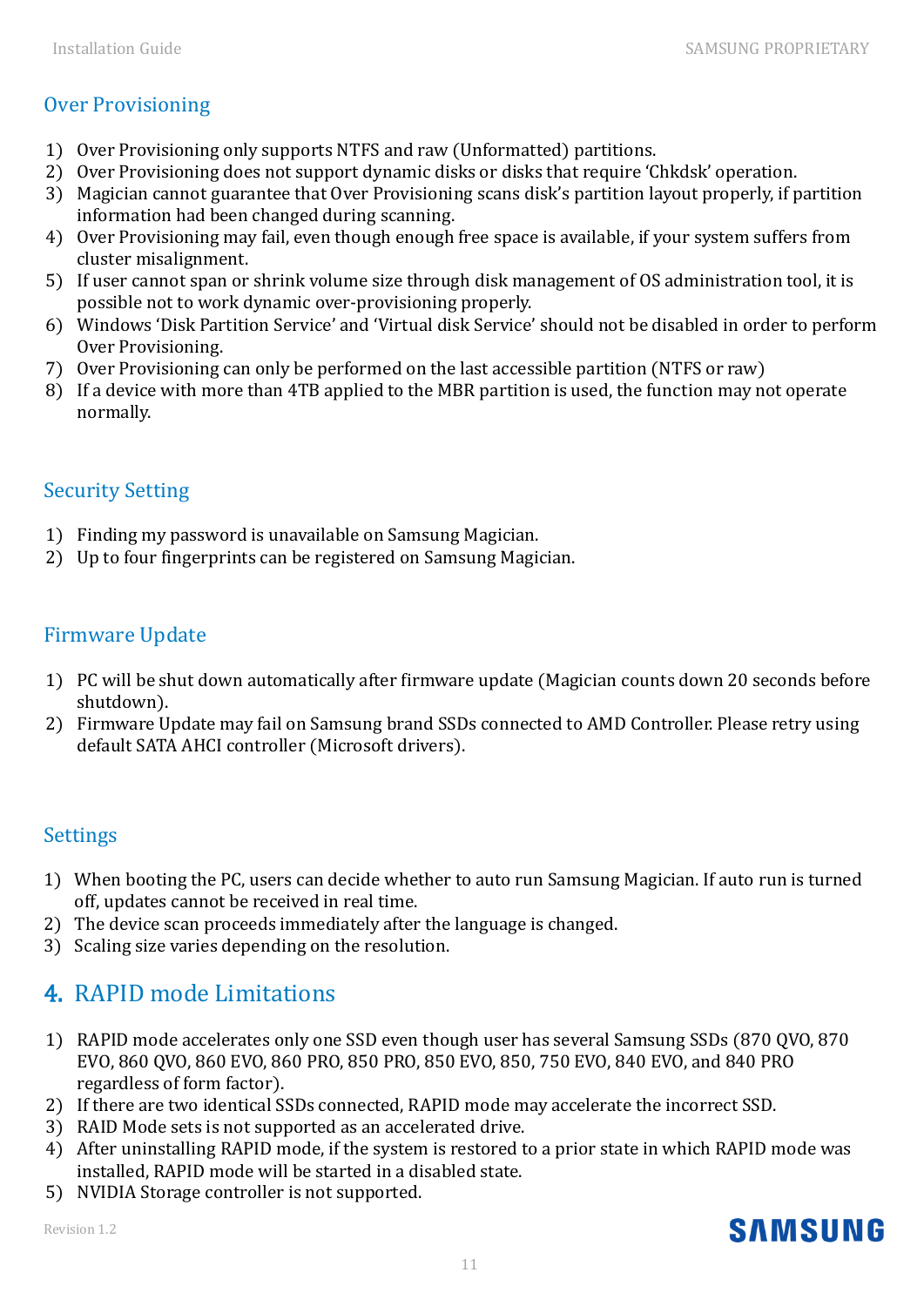## Over Provisioning

1) Over Provisioning only supports NTFS and raw (Unformatted) partitions.
2) Over Provisioning does not support dynamic disks or disks that require 'Chkdsk' operation.
3) Magician cannot guarantee that Over Provisioning scans disk's partition layout properly, if partition information had been changed during scanning.
4) Over Provisioning may fail, even though enough free space is available, if your system suffers from cluster misalignment.
5) If user cannot span or shrink volume size through disk management of OS administration tool, it is possible not to work dynamic over-provisioning properly.
6) Windows 'Disk Partition Service' and 'Virtual disk Service' should not be disabled in order to perform Over Provisioning.
7) Over Provisioning can only be performed on the last accessible partition (NTFS or raw)
8) If a device with more than 4TB applied to the MBR partition is used, the function may not operate normally.

## Security Setting

1) Finding my password is unavailable on Samsung Magician.
2) Up to four fingerprints can be registered on Samsung Magician.

## Firmware Update

1) PC will be shut down automatically after firmware update (Magician counts down 20 seconds before shutdown).
2) Firmware Update may fail on Samsung brand SSDs connected to AMD Controller. Please retry using default SATA AHCI controller (Microsoft drivers).

## Settings

1) When booting the PC, users can decide whether to auto run Samsung Magician. If auto run is turned off, updates cannot be received in real time.
2) The device scan proceeds immediately after the language is changed.
3) Scaling size varies depending on the resolution.

# 4. RAPID mode Limitations

1) RAPID mode accelerates only one SSD even though user has several Samsung SSDs (870 QVO, 870 EVO, 860 QVO, 860 EVO, 860 PRO, 850 PRO, 850 EVO, 850, 750 EVO, 840 EVO, and 840 PRO regardless of form factor).
2) If there are two identical SSDs connected, RAPID mode may accelerate the incorrect SSD.
3) RAID Mode sets is not supported as an accelerated drive.
4) After uninstalling RAPID mode, if the system is restored to a prior state in which RAPID mode was installed, RAPID mode will be started in a disabled state.
5) NVIDIA Storage controller is not supported.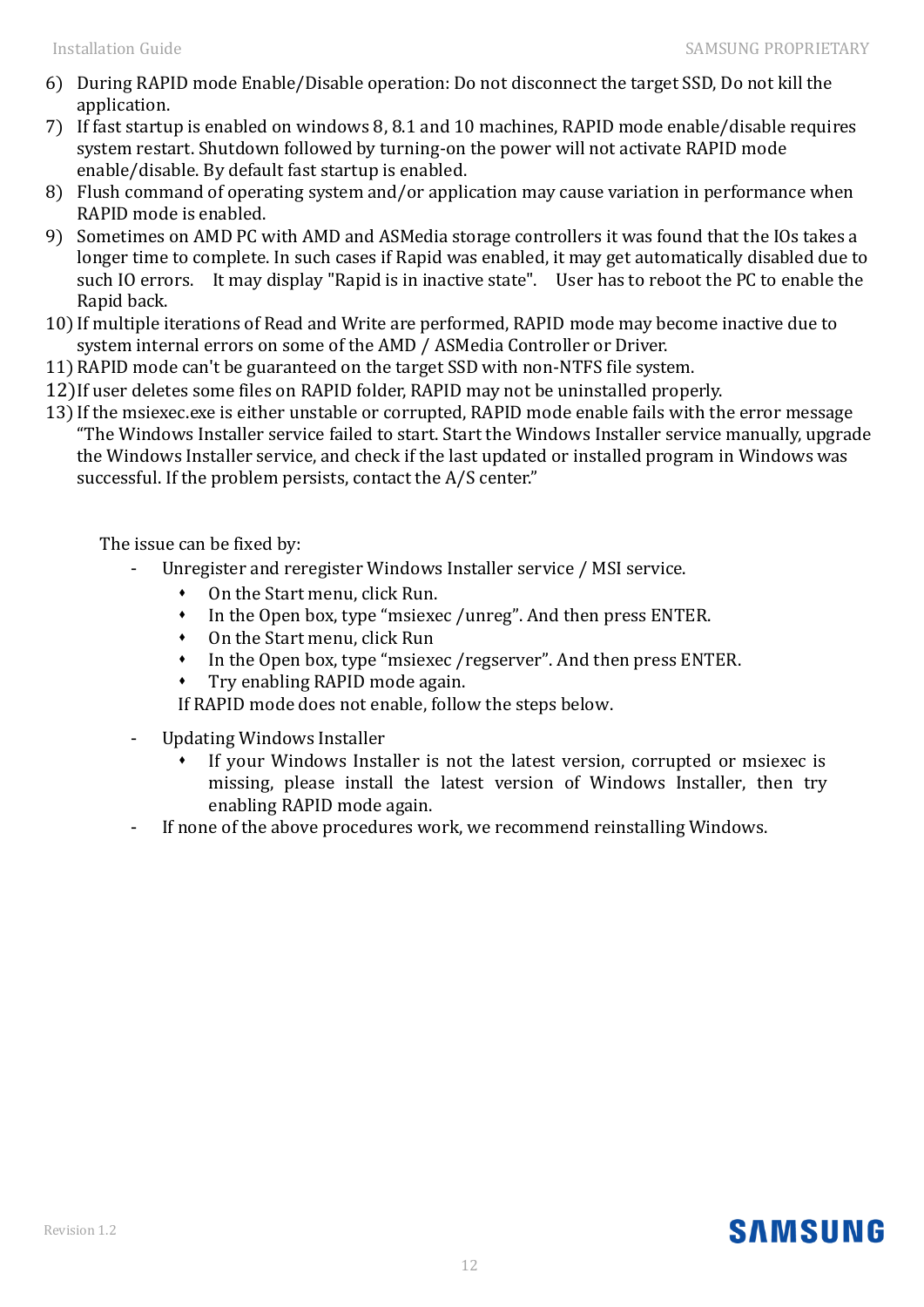6) During RAPID mode Enable/Disable operation: Do not disconnect the target SSD, Do not kill the application.
7) If fast startup is enabled on windows 8, 8.1 and 10 machines, RAPID mode enable/disable requires system restart. Shutdown followed by turning-on the power will not activate RAPID mode enable/disable. By default fast startup is enabled.
8) Flush command of operating system and/or application may cause variation in performance when RAPID mode is enabled.
9) Sometimes on AMD PC with AMD and ASMedia storage controllers it was found that the IOs takes a longer time to complete. In such cases if Rapid was enabled, it may get automatically disabled due to such IO errors. It may display "Rapid is in inactive state". User has to reboot the PC to enable the Rapid back.
10) If multiple iterations of Read and Write are performed, RAPID mode may become inactive due to system internal errors on some of the AMD / ASMedia Controller or Driver.
11) RAPID mode can't be guaranteed on the target SSD with non-NTFS file system.
12) If user deletes some files on RAPID folder, RAPID may not be uninstalled properly.
13) If the msiexec.exe is either unstable or corrupted, RAPID mode enable fails with the error message "The Windows Installer service failed to start. Start the Windows Installer service manually, upgrade the Windows Installer service, and check if the last updated or installed program in Windows was successful. If the problem persists, contact the A/S center."

The issue can be fixed by:

- Unregister and reregister Windows Installer service / MSI service.
  - On the Start menu, click Run.
  - In the Open box, type "msiexec /unreg". And then press ENTER.
  - On the Start menu, click Run
  - In the Open box, type "msiexec /regserver". And then press ENTER.
  - Try enabling RAPID mode again.

  If RAPID mode does not enable, follow the steps below.
- Updating Windows Installer
  - If your Windows Installer is not the latest version, corrupted or msiexec is missing, please install the latest version of Windows Installer, then try enabling RAPID mode again.
- If none of the above procedures work, we recommend reinstalling Windows.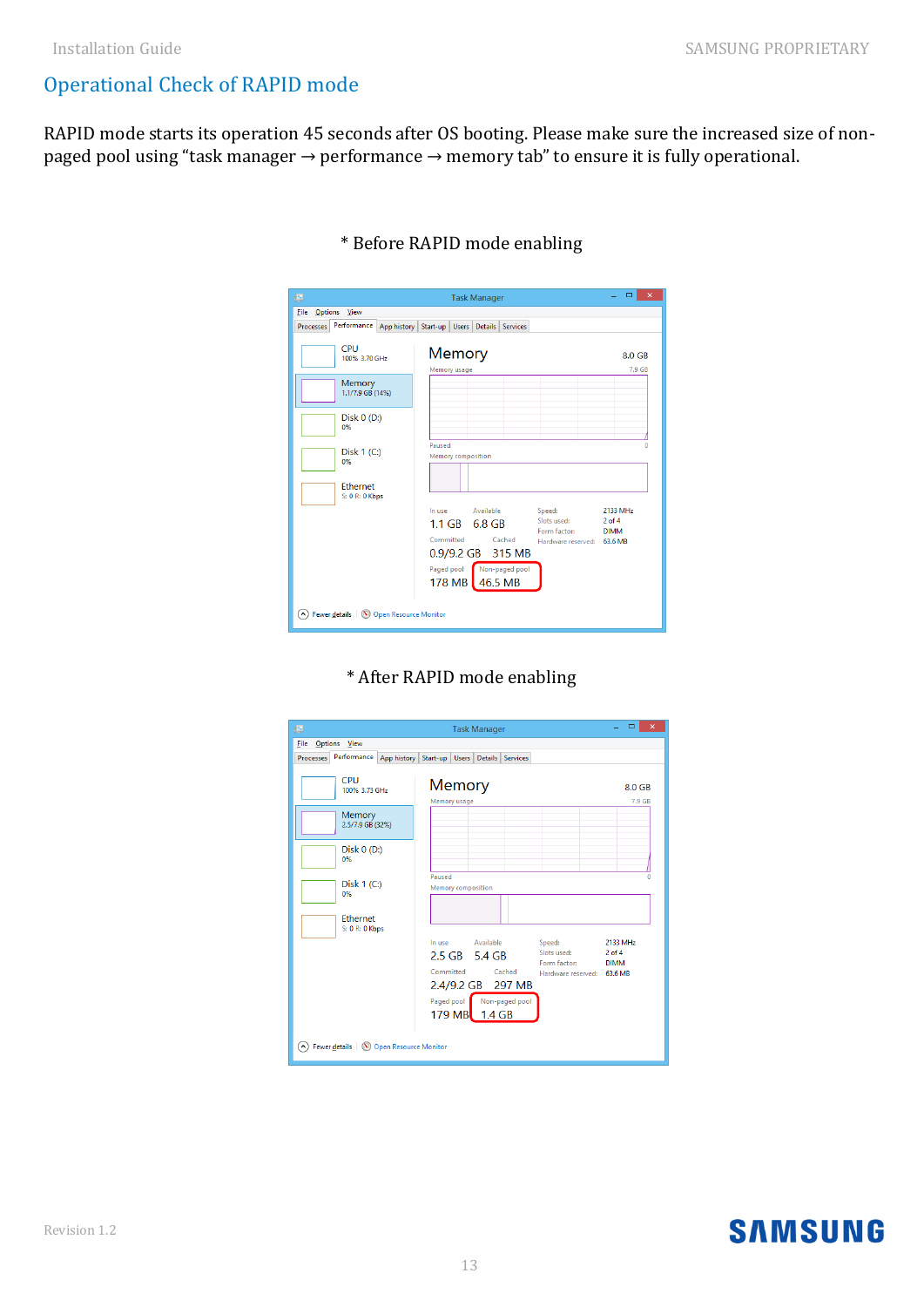## Operational Check of RAPID mode

RAPID mode starts its operation 45 seconds after OS booting. Please make sure the increased size of non-paged pool using “task manager → performance → memory tab” to ensure it is fully operational.

* Before RAPID mode enabling

* After RAPID mode enabling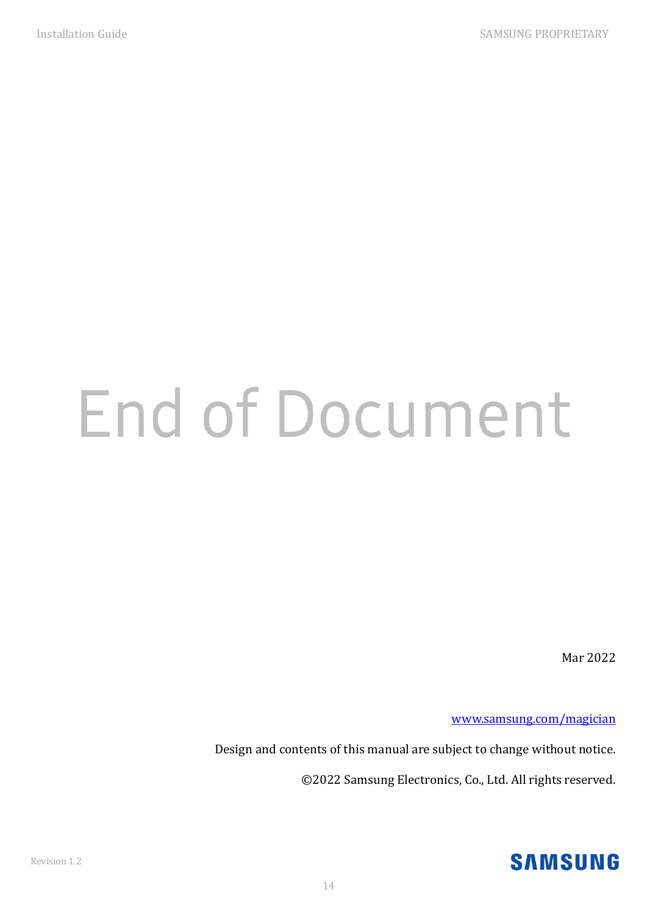# End of Document

Mar 2022

[www.samsung.com/magician](www.samsung.com/magician)

Design and contents of this manual are subject to change without notice.

©2022 Samsung Electronics, Co., Ltd. All rights reserved.

Revision 1.2

SAMSUNG